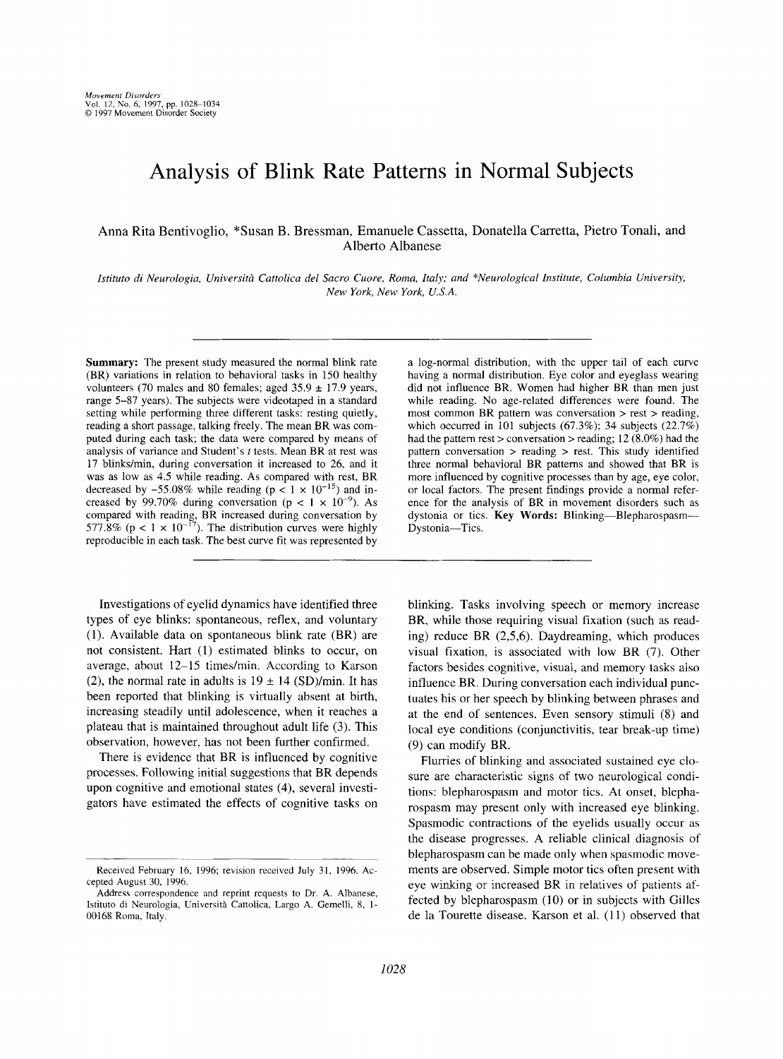# Analysis of Blink Rate Patterns in Normal Subjects

Anna Rita Bentivoglio, *Susan B. Bressman, Emanuele Cassetta, Donatella Carretta, Pietro Tonali, and Alberto Albanese

*Istituto di Neurologia, Università Cattolica del Sacro Cuore, Roma, Italy; and *Neurological Institute, Columbia University, New York, New York, U.S.A.*

**Summary:** The present study measured the normal blink rate (BR) variations in relation to behavioral tasks in 150 healthy volunteers (70 males and 80 females; aged 35.9 ± 17.9 years, range 5–87 years). The subjects were videotaped in a standard setting while performing three different tasks: resting quietly, reading a short passage, talking freely. The mean BR was computed during each task; the data were compared by means of analysis of variance and Student's *t* tests. Mean BR at rest was 17 blinks/min, during conversation it increased to 26, and it was as low as 4.5 while reading. As compared with rest, BR decreased by −55.08% while reading ($p < 1 \times 10^{-15}$) and increased by 99.70% during conversation ($p < 1 \times 10^{-9}$). As compared with reading, BR increased during conversation by 577.8% ($p < 1 \times 10^{-17}$). The distribution curves were highly reproducible in each task. The best curve fit was represented by a log-normal distribution, with the upper tail of each curve having a normal distribution. Eye color and eyeglass wearing did not influence BR. Women had higher BR than men just while reading. No age-related differences were found. The most common BR pattern was conversation > rest > reading, which occurred in 101 subjects (67.3%); 34 subjects (22.7%) had the pattern rest > conversation > reading; 12 (8.0%) had the pattern conversation > reading > rest. This study identified three normal behavioral BR patterns and showed that BR is more influenced by cognitive processes than by age, eye color, or local factors. The present findings provide a normal reference for the analysis of BR in movement disorders such as dystonia or tics. **Key Words:** Blinking—Blepharospasm—Dystonia—Tics.

Investigations of eyelid dynamics have identified three types of eye blinks: spontaneous, reflex, and voluntary (1). Available data on spontaneous blink rate (BR) are not consistent. Hart (1) estimated blinks to occur, on average, about 12–15 times/min. According to Karson (2), the normal rate in adults is 19 ± 14 (SD)/min. It has been reported that blinking is virtually absent at birth, increasing steadily until adolescence, when it reaches a plateau that is maintained throughout adult life (3). This observation, however, has not been further confirmed.

There is evidence that BR is influenced by cognitive processes. Following initial suggestions that BR depends upon cognitive and emotional states (4), several investigators have estimated the effects of cognitive tasks on blinking. Tasks involving speech or memory increase BR, while those requiring visual fixation (such as reading) reduce BR (2,5,6). Daydreaming, which produces visual fixation, is associated with low BR (7). Other factors besides cognitive, visual, and memory tasks also influence BR. During conversation each individual punctuates his or her speech by blinking between phrases and at the end of sentences. Even sensory stimuli (8) and local eye conditions (conjunctivitis, tear break-up time) (9) can modify BR.

Flurries of blinking and associated sustained eye closure are characteristic signs of two neurological conditions: blepharospasm and motor tics. At onset, blepharospasm may present only with increased eye blinking. Spasmodic contractions of the eyelids usually occur as the disease progresses. A reliable clinical diagnosis of blepharospasm can be made only when spasmodic movements are observed. Simple motor tics often present with eye winking or increased BR in relatives of patients affected by blepharospasm (10) or in subjects with Gilles de la Tourette disease. Karson et al. (11) observed that

Received February 16, 1996; revision received July 31, 1996. Accepted August 30, 1996.

Address correspondence and reprint requests to Dr. A. Albanese, Istituto di Neurologia, Università Cattolica, Largo A. Gemelli, 8, I-00168 Roma, Italy.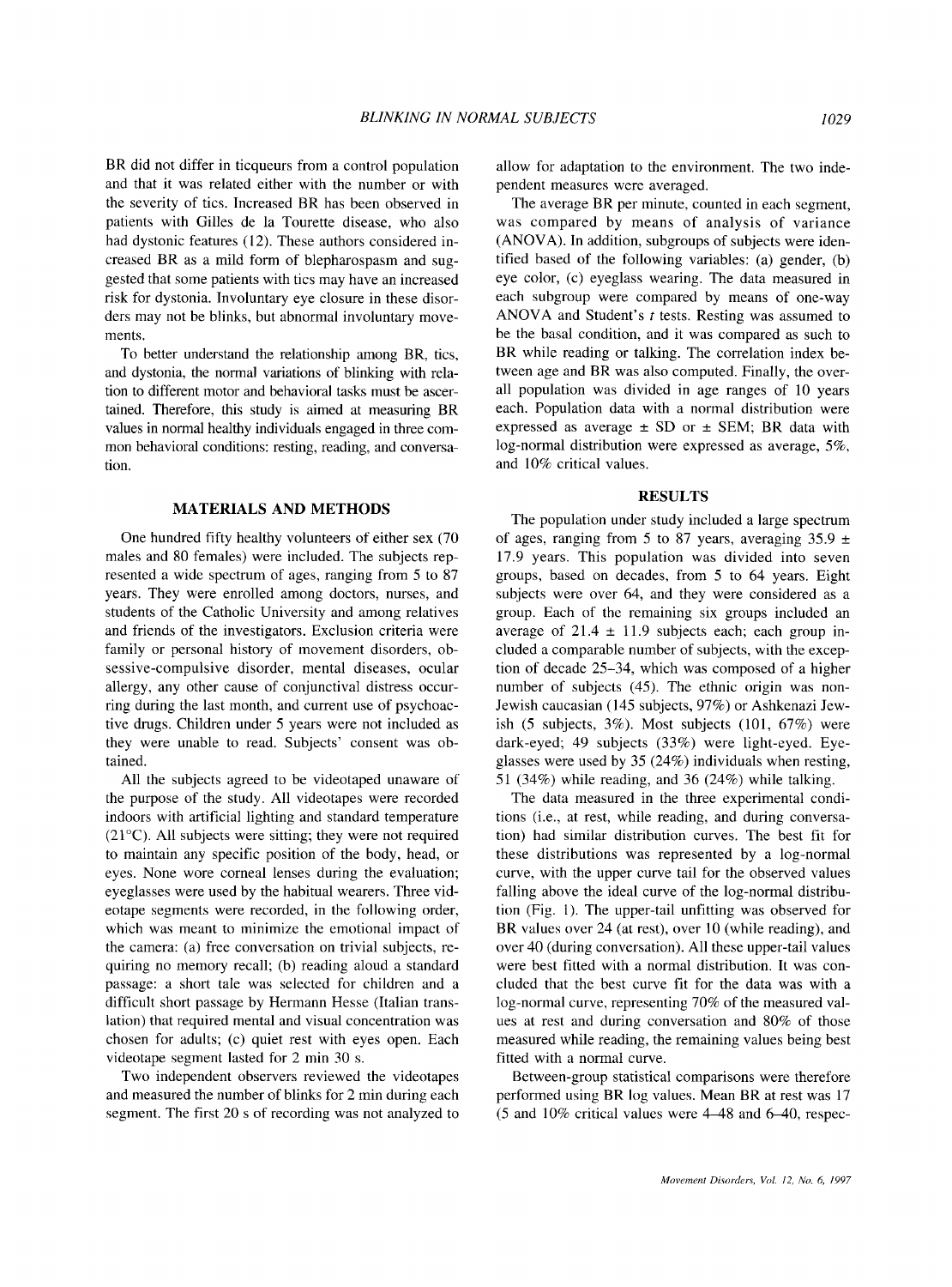BR did not differ in ticqueurs from a control population and that it was related either with the number or with the severity of tics. Increased BR has been observed in patients with Gilles de la Tourette disease, who also had dystonic features (12). These authors considered increased BR as a mild form of blepharospasm and suggested that some patients with tics may have an increased risk for dystonia. Involuntary eye closure in these disorders may not be blinks, but abnormal involuntary movements.

To better understand the relationship among BR, tics, and dystonia, the normal variations of blinking with relation to different motor and behavioral tasks must be ascertained. Therefore, this study is aimed at measuring BR values in normal healthy individuals engaged in three common behavioral conditions: resting, reading, and conversation.

## MATERIALS AND METHODS

One hundred fifty healthy volunteers of either sex (70 males and 80 females) were included. The subjects represented a wide spectrum of ages, ranging from 5 to 87 years. They were enrolled among doctors, nurses, and students of the Catholic University and among relatives and friends of the investigators. Exclusion criteria were family or personal history of movement disorders, obsessive-compulsive disorder, mental diseases, ocular allergy, any other cause of conjunctival distress occurring during the last month, and current use of psychoactive drugs. Children under 5 years were not included as they were unable to read. Subjects' consent was obtained.

All the subjects agreed to be videotaped unaware of the purpose of the study. All videotapes were recorded indoors with artificial lighting and standard temperature (21°C). All subjects were sitting; they were not required to maintain any specific position of the body, head, or eyes. None wore corneal lenses during the evaluation; eyeglasses were used by the habitual wearers. Three videotape segments were recorded, in the following order, which was meant to minimize the emotional impact of the camera: (a) free conversation on trivial subjects, requiring no memory recall; (b) reading aloud a standard passage: a short tale was selected for children and a difficult short passage by Hermann Hesse (Italian translation) that required mental and visual concentration was chosen for adults; (c) quiet rest with eyes open. Each videotape segment lasted for 2 min 30 s.

Two independent observers reviewed the videotapes and measured the number of blinks for 2 min during each segment. The first 20 s of recording was not analyzed to allow for adaptation to the environment. The two independent measures were averaged.

The average BR per minute, counted in each segment, was compared by means of analysis of variance (ANOVA). In addition, subgroups of subjects were identified based of the following variables: (a) gender, (b) eye color, (c) eyeglass wearing. The data measured in each subgroup were compared by means of one-way ANOVA and Student's $t$ tests. Resting was assumed to be the basal condition, and it was compared as such to BR while reading or talking. The correlation index between age and BR was also computed. Finally, the overall population was divided in age ranges of 10 years each. Population data with a normal distribution were expressed as average ± SD or ± SEM; BR data with log-normal distribution were expressed as average, 5%, and 10% critical values.

## RESULTS

The population under study included a large spectrum of ages, ranging from 5 to 87 years, averaging 35.9 ± 17.9 years. This population was divided into seven groups, based on decades, from 5 to 64 years. Eight subjects were over 64, and they were considered as a group. Each of the remaining six groups included an average of 21.4 ± 11.9 subjects each; each group included a comparable number of subjects, with the exception of decade 25–34, which was composed of a higher number of subjects (45). The ethnic origin was non-Jewish caucasian (145 subjects, 97%) or Ashkenazi Jewish (5 subjects, 3%). Most subjects (101, 67%) were dark-eyed; 49 subjects (33%) were light-eyed. Eyeglasses were used by 35 (24%) individuals when resting, 51 (34%) while reading, and 36 (24%) while talking.

The data measured in the three experimental conditions (i.e., at rest, while reading, and during conversation) had similar distribution curves. The best fit for these distributions was represented by a log-normal curve, with the upper curve tail for the observed values falling above the ideal curve of the log-normal distribution (Fig. 1). The upper-tail unfitting was observed for BR values over 24 (at rest), over 10 (while reading), and over 40 (during conversation). All these upper-tail values were best fitted with a normal distribution. It was concluded that the best curve fit for the data was with a log-normal curve, representing 70% of the measured values at rest and during conversation and 80% of those measured while reading, the remaining values being best fitted with a normal curve.

Between-group statistical comparisons were therefore performed using BR log values. Mean BR at rest was 17 (5 and 10% critical values were 4–48 and 6–40, respec-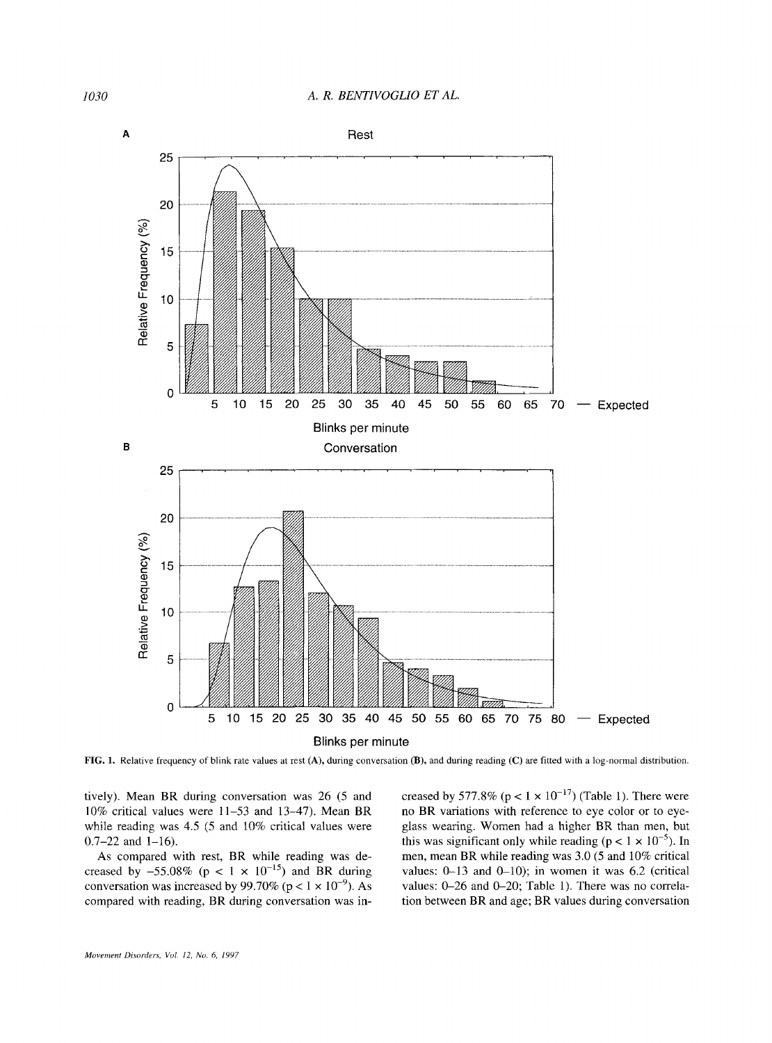FIG. 1. Relative frequency of blink rate values at rest (A), during conversation (B), and during reading (C) are fitted with a log-normal distribution.

tively). Mean BR during conversation was 26 (5 and 10% critical values were 11–53 and 13–47). Mean BR while reading was 4.5 (5 and 10% critical values were 0.7–22 and 1–16).

As compared with rest, BR while reading was decreased by −55.08% ($p < 1 \times 10^{-15}$) and BR during conversation was increased by 99.70% ($p < 1 \times 10^{-9}$). As compared with reading, BR during conversation was increased by 577.8% ($p < 1 \times 10^{-17}$) (Table 1). There were no BR variations with reference to eye color or to eyeglass wearing. Women had a higher BR than men, but this was significant only while reading ($p < 1 \times 10^{-5}$). In men, mean BR while reading was 3.0 (5 and 10% critical values: 0–13 and 0–10); in women it was 6.2 (critical values: 0–26 and 0–20; Table 1). There was no correlation between BR and age; BR values during conversation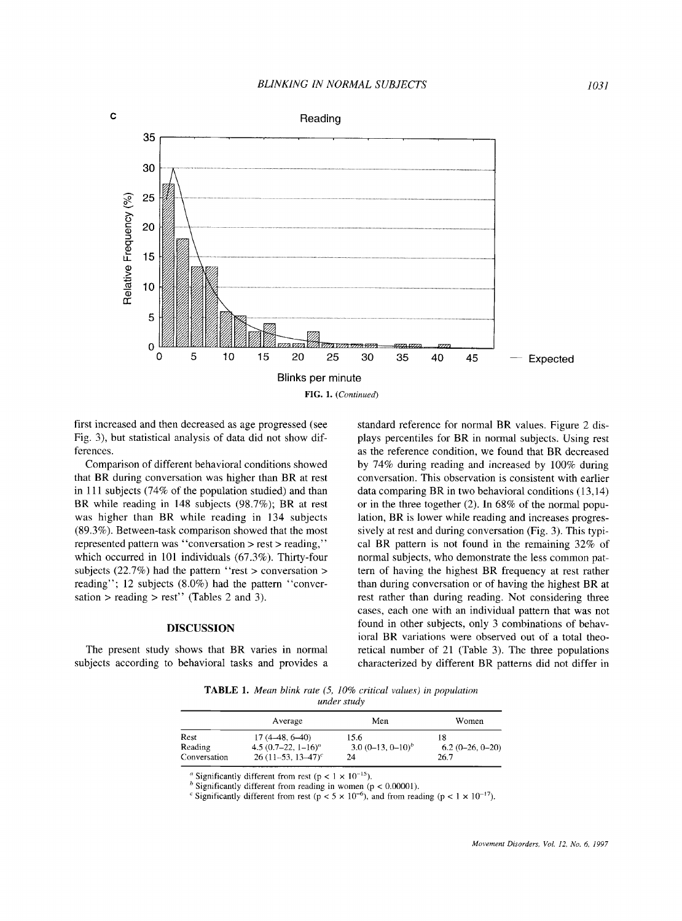FIG. 1. (Continued)

first increased and then decreased as age progressed (see Fig. 3), but statistical analysis of data did not show differences.

Comparison of different behavioral conditions showed that BR during conversation was higher than BR at rest in 111 subjects (74% of the population studied) and than BR while reading in 148 subjects (98.7%); BR at rest was higher than BR while reading in 134 subjects (89.3%). Between-task comparison showed that the most represented pattern was "conversation > rest > reading," which occurred in 101 individuals (67.3%). Thirty-four subjects (22.7%) had the pattern "rest > conversation > reading"; 12 subjects (8.0%) had the pattern "conversation > reading > rest" (Tables 2 and 3).

## DISCUSSION

The present study shows that BR varies in normal subjects according to behavioral tasks and provides a standard reference for normal BR values. Figure 2 displays percentiles for BR in normal subjects. Using rest as the reference condition, we found that BR decreased by 74% during reading and increased by 100% during conversation. This observation is consistent with earlier data comparing BR in two behavioral conditions (13,14) or in the three together (2). In 68% of the normal population, BR is lower while reading and increases progressively at rest and during conversation (Fig. 3). This typical BR pattern is not found in the remaining 32% of normal subjects, who demonstrate the less common pattern of having the highest BR frequency at rest rather than during conversation or of having the highest BR at rest rather than during reading. Not considering three cases, each one with an individual pattern that was not found in other subjects, only 3 combinations of behavioral BR variations were observed out of a total theoretical number of 21 (Table 3). The three populations characterized by different BR patterns did not differ in

**TABLE 1.** *Mean blink rate (5, 10% critical values) in population under study*

| | Average | Men | Women |
|---|---|---|---|
| Rest | 17 (4–48, 6–40) | 15.6 | 18 |
| Reading | 4.5 (0.7–22, 1–16)[a] | 3.0 (0–13, 0–10)[b] | 6.2 (0–26, 0–20) |
| Conversation | 26 (11–53, 13–47)[c] | 24 | 26.7 |

[a] Significantly different from rest ($p < 1 \times 10^{-15}$).

[b] Significantly different from reading in women ($p < 0.00001$).

[c] Significantly different from rest ($p < 5 \times 10^{-6}$), and from reading ($p < 1 \times 10^{-17}$).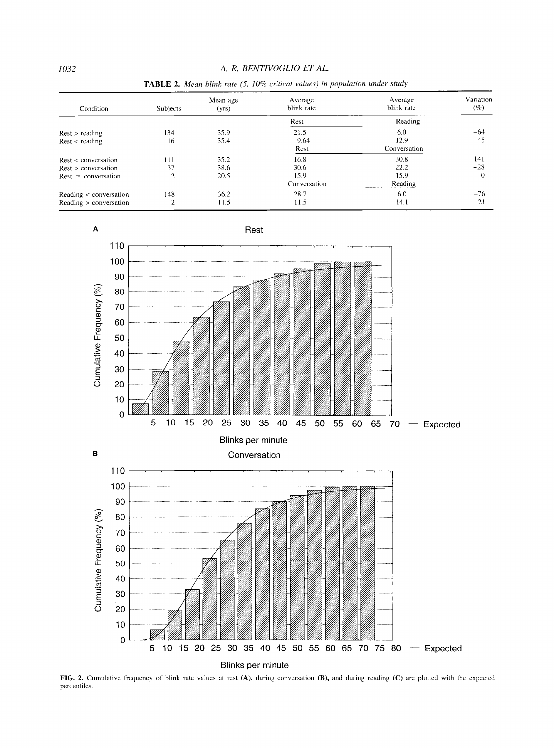**TABLE 2.** *Mean blink rate (5, 10% critical values) in population under study*

| Condition | Subjects | Mean age (yrs) | Average blink rate | Average blink rate | Variation (%) |
|---|---|---|---|---|---|
| | | | Rest | Reading | |
| Rest > reading | 134 | 35.9 | 21.5 | 6.0 | −64 |
| Rest < reading | 16 | 35.4 | 9.64 | 12.9 | 45 |
| | | | Rest | Conversation | |
| Rest < conversation | 111 | 35.2 | 16.8 | 30.8 | 141 |
| Rest > conversation | 37 | 38.6 | 30.6 | 22.2 | −28 |
| Rest = conversation | 2 | 20.5 | 15.9 | 15.9 | 0 |
| | | | Conversation | Reading | |
| Reading < conversation | 148 | 36.2 | 28.7 | 6.0 | −76 |
| Reading > conversation | 2 | 11.5 | 11.5 | 14.1 | 21 |

**FIG. 2.** Cumulative frequency of blink rate values at rest (**A**), during conversation (**B**), and during reading (**C**) are plotted with the expected percentiles.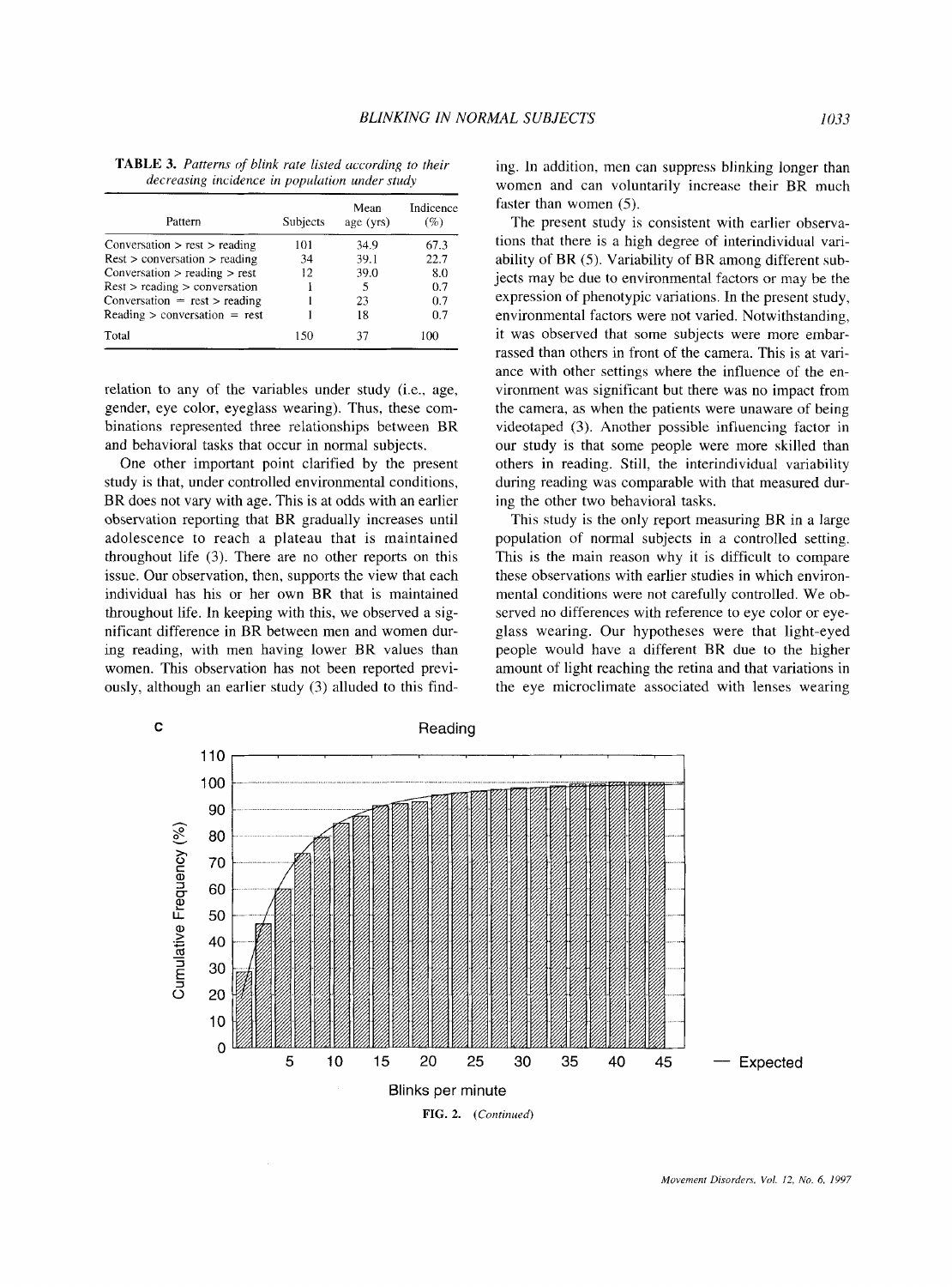**TABLE 3.** *Patterns of blink rate listed according to their decreasing incidence in population under study*

| Pattern | Subjects | Mean age (yrs) | Incidence (%) |
|---|---|---|---|
| Conversation > rest > reading | 101 | 34.9 | 67.3 |
| Rest > conversation > reading | 34 | 39.1 | 22.7 |
| Conversation > reading > rest | 12 | 39.0 | 8.0 |
| Rest > reading > conversation | 1 | 5 | 0.7 |
| Conversation = rest > reading | 1 | 23 | 0.7 |
| Reading > conversation = rest | 1 | 18 | 0.7 |
| Total | 150 | 37 | 100 |

relation to any of the variables under study (i.e., age, gender, eye color, eyeglass wearing). Thus, these combinations represented three relationships between BR and behavioral tasks that occur in normal subjects.

One other important point clarified by the present study is that, under controlled environmental conditions, BR does not vary with age. This is at odds with an earlier observation reporting that BR gradually increases until adolescence to reach a plateau that is maintained throughout life (3). There are no other reports on this issue. Our observation, then, supports the view that each individual has his or her own BR that is maintained throughout life. In keeping with this, we observed a significant difference in BR between men and women during reading, with men having lower BR values than women. This observation has not been reported previously, although an earlier study (3) alluded to this finding. In addition, men can suppress blinking longer than women and can voluntarily increase their BR much faster than women (5).

The present study is consistent with earlier observations that there is a high degree of interindividual variability of BR (5). Variability of BR among different subjects may be due to environmental factors or may be the expression of phenotypic variations. In the present study, environmental factors were not varied. Notwithstanding, it was observed that some subjects were more embarrassed than others in front of the camera. This is at variance with other settings where the influence of the environment was significant but there was no impact from the camera, as when the patients were unaware of being videotaped (3). Another possible influencing factor in our study is that some people were more skilled than others in reading. Still, the interindividual variability during reading was comparable with that measured during the other two behavioral tasks.

This study is the only report measuring BR in a large population of normal subjects in a controlled setting. This is the main reason why it is difficult to compare these observations with earlier studies in which environmental conditions were not carefully controlled. We observed no differences with reference to eye color or eyeglass wearing. Our hypotheses were that light-eyed people would have a different BR due to the higher amount of light reaching the retina and that variations in the eye microclimate associated with lenses wearing

**FIG. 2.** *(Continued)*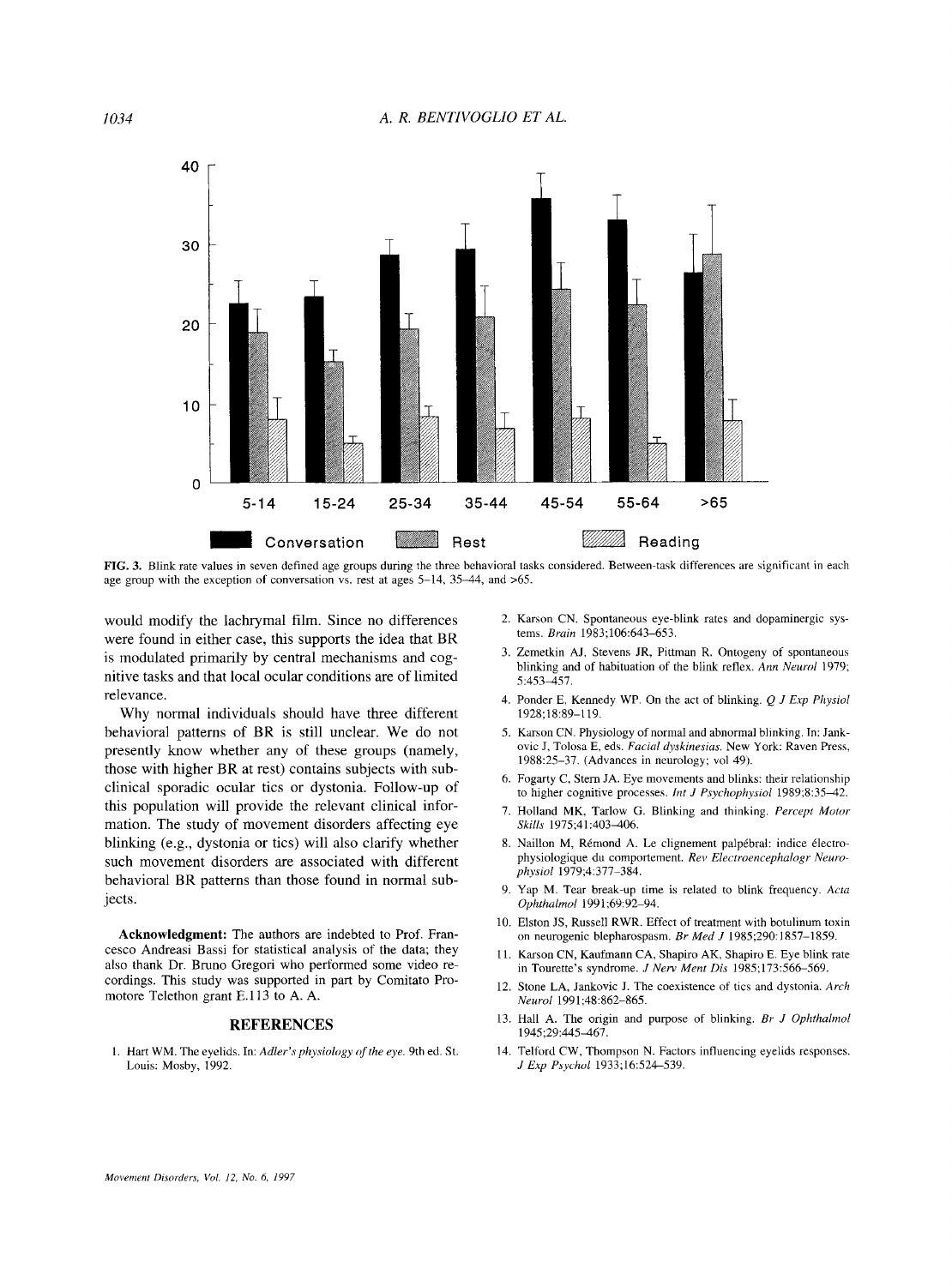40

30

20

10

0

5-14 15-24 25-34 35-44 45-54 55-64 >65

Conversation Rest Reading

**FIG. 3.** Blink rate values in seven defined age groups during the three behavioral tasks considered. Between-task differences are significant in each age group with the exception of conversation vs. rest at ages 5–14, 35–44, and >65.

would modify the lachrymal film. Since no differences were found in either case, this supports the idea that BR is modulated primarily by central mechanisms and cognitive tasks and that local ocular conditions are of limited relevance.

Why normal individuals should have three different behavioral patterns of BR is still unclear. We do not presently know whether any of these groups (namely, those with higher BR at rest) contains subjects with subclinical sporadic ocular tics or dystonia. Follow-up of this population will provide the relevant clinical information. The study of movement disorders affecting eye blinking (e.g., dystonia or tics) will also clarify whether such movement disorders are associated with different behavioral BR patterns than those found in normal subjects.

**Acknowledgment:** The authors are indebted to Prof. Francesco Andreasi Bassi for statistical analysis of the data; they also thank Dr. Bruno Gregori who performed some video recordings. This study was supported in part by Comitato Promotore Telethon grant E.113 to A. A.

## REFERENCES

1. Hart WM. The eyelids. In: *Adler's physiology of the eye*. 9th ed. St. Louis: Mosby, 1992.
2. Karson CN. Spontaneous eye-blink rates and dopaminergic systems. *Brain* 1983;106:643–653.
3. Zemetkin AJ, Stevens JR, Pittman R. Ontogeny of spontaneous blinking and of habituation of the blink reflex. *Ann Neurol* 1979;5:453–457.
4. Ponder E, Kennedy WP. On the act of blinking. *Q J Exp Physiol* 1928;18:89–119.
5. Karson CN. Physiology of normal and abnormal blinking. In: Jankovic J, Tolosa E, eds. *Facial dyskinesias*. New York: Raven Press, 1988:25–37. (Advances in neurology; vol 49).
6. Fogarty C, Stern JA. Eye movements and blinks: their relationship to higher cognitive processes. *Int J Psychophysiol* 1989;8:35–42.
7. Holland MK, Tarlow G. Blinking and thinking. *Percept Motor Skills* 1975;41:403–406.
8. Naillon M, Rémond A. Le clignement palpébral: indice électrophysiologique du comportement. *Rev Electroencephalogr Neurophysiol* 1979;4:377–384.
9. Yap M. Tear break-up time is related to blink frequency. *Acta Ophthalmol* 1991;69:92–94.
10. Elston JS, Russell RWR. Effect of treatment with botulinum toxin on neurogenic blepharospasm. *Br Med J* 1985;290:1857–1859.
11. Karson CN, Kaufmann CA, Shapiro AK, Shapiro E. Eye blink rate in Tourette's syndrome. *J Nerv Ment Dis* 1985;173:566–569.
12. Stone LA, Jankovic J. The coexistence of tics and dystonia. *Arch Neurol* 1991;48:862–865.
13. Hall A. The origin and purpose of blinking. *Br J Ophthalmol* 1945;29:445–467.
14. Telford CW, Thompson N. Factors influencing eyelids responses. *J Exp Psychol* 1933;16:524–539.